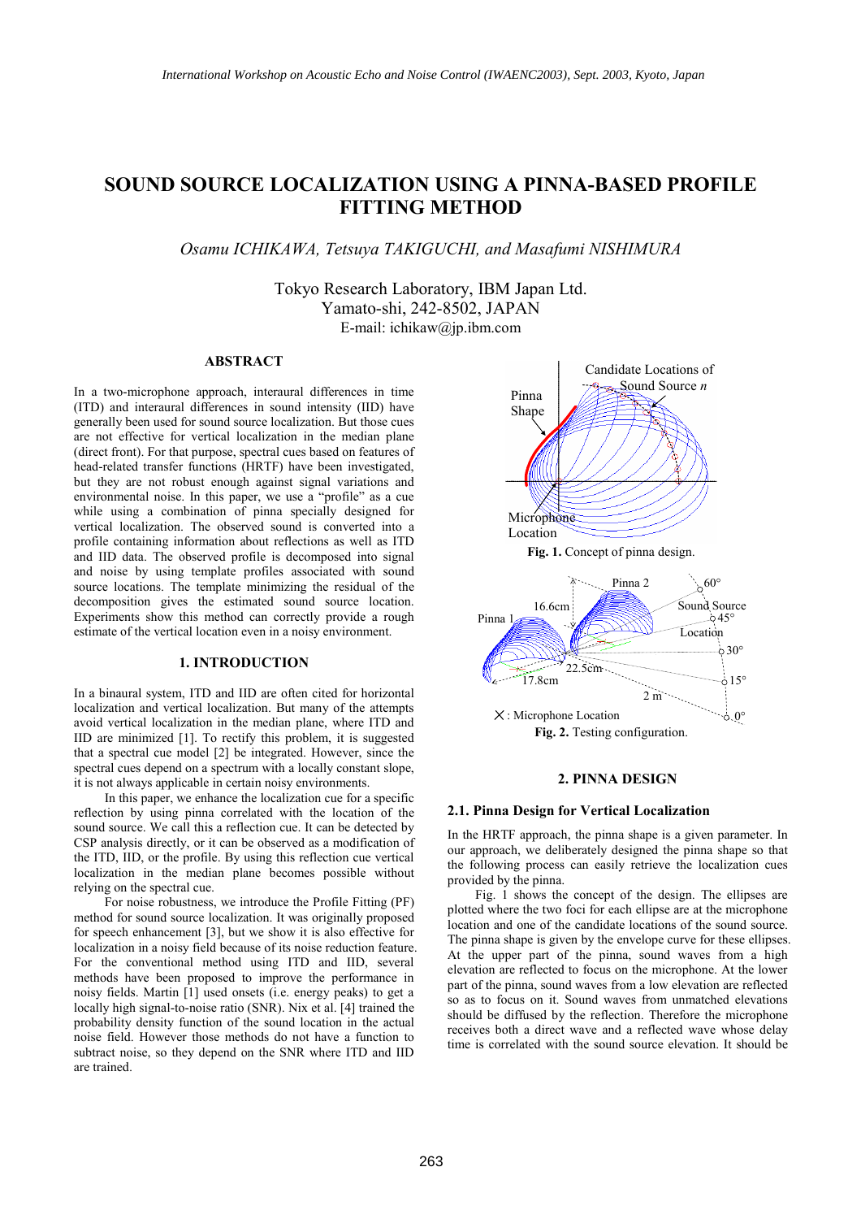# SOUND SOURCE LOCALIZATION USING A PINNA-BASED PROFILE FITTING METHOD

*Osamu ICHIKAWA, Tetsuya TAKIGUCHI, and Masafumi NISHIMURA*

Tokyo Research Laboratory, IBM Japan Ltd.
Yamato-shi, 242-8502, JAPAN
E-mail: ichikaw@jp.ibm.com

## ABSTRACT

In a two-microphone approach, interaural differences in time (ITD) and interaural differences in sound intensity (IID) have generally been used for sound source localization. But those cues are not effective for vertical localization in the median plane (direct front). For that purpose, spectral cues based on features of head-related transfer functions (HRTF) have been investigated, but they are not robust enough against signal variations and environmental noise. In this paper, we use a "profile" as a cue while using a combination of pinna specially designed for vertical localization. The observed sound is converted into a profile containing information about reflections as well as ITD and IID data. The observed profile is decomposed into signal and noise by using template profiles associated with sound source locations. The template minimizing the residual of the decomposition gives the estimated sound source location. Experiments show this method can correctly provide a rough estimate of the vertical location even in a noisy environment.

## 1. INTRODUCTION

In a binaural system, ITD and IID are often cited for horizontal localization and vertical localization. But many of the attempts avoid vertical localization in the median plane, where ITD and IID are minimized [1]. To rectify this problem, it is suggested that a spectral cue model [2] be integrated. However, since the spectral cues depend on a spectrum with a locally constant slope, it is not always applicable in certain noisy environments.

In this paper, we enhance the localization cue for a specific reflection by using pinna correlated with the location of the sound source. We call this a reflection cue. It can be detected by CSP analysis directly, or it can be observed as a modification of the ITD, IID, or the profile. By using this reflection cue vertical localization in the median plane becomes possible without relying on the spectral cue.

For noise robustness, we introduce the Profile Fitting (PF) method for sound source localization. It was originally proposed for speech enhancement [3], but we show it is also effective for localization in a noisy field because of its noise reduction feature. For the conventional method using ITD and IID, several methods have been proposed to improve the performance in noisy fields. Martin [1] used onsets (i.e. energy peaks) to get a locally high signal-to-noise ratio (SNR). Nix et al. [4] trained the probability density function of the sound location in the actual noise field. However those methods do not have a function to subtract noise, so they depend on the SNR where ITD and IID are trained.

**Fig. 1.** Concept of pinna design.

**Fig. 2.** Testing configuration.

## 2. PINNA DESIGN

### 2.1. Pinna Design for Vertical Localization

In the HRTF approach, the pinna shape is a given parameter. In our approach, we deliberately designed the pinna shape so that the following process can easily retrieve the localization cues provided by the pinna.

Fig. 1 shows the concept of the design. The ellipses are plotted where the two foci for each ellipse are at the microphone location and one of the candidate locations of the sound source. The pinna shape is given by the envelope curve for these ellipses. At the upper part of the pinna, sound waves from a high elevation are reflected to focus on the microphone. At the lower part of the pinna, sound waves from a low elevation are reflected so as to focus on it. Sound waves from unmatched elevations should be diffused by the reflection. Therefore the microphone receives both a direct wave and a reflected wave whose delay time is correlated with the sound source elevation. It should be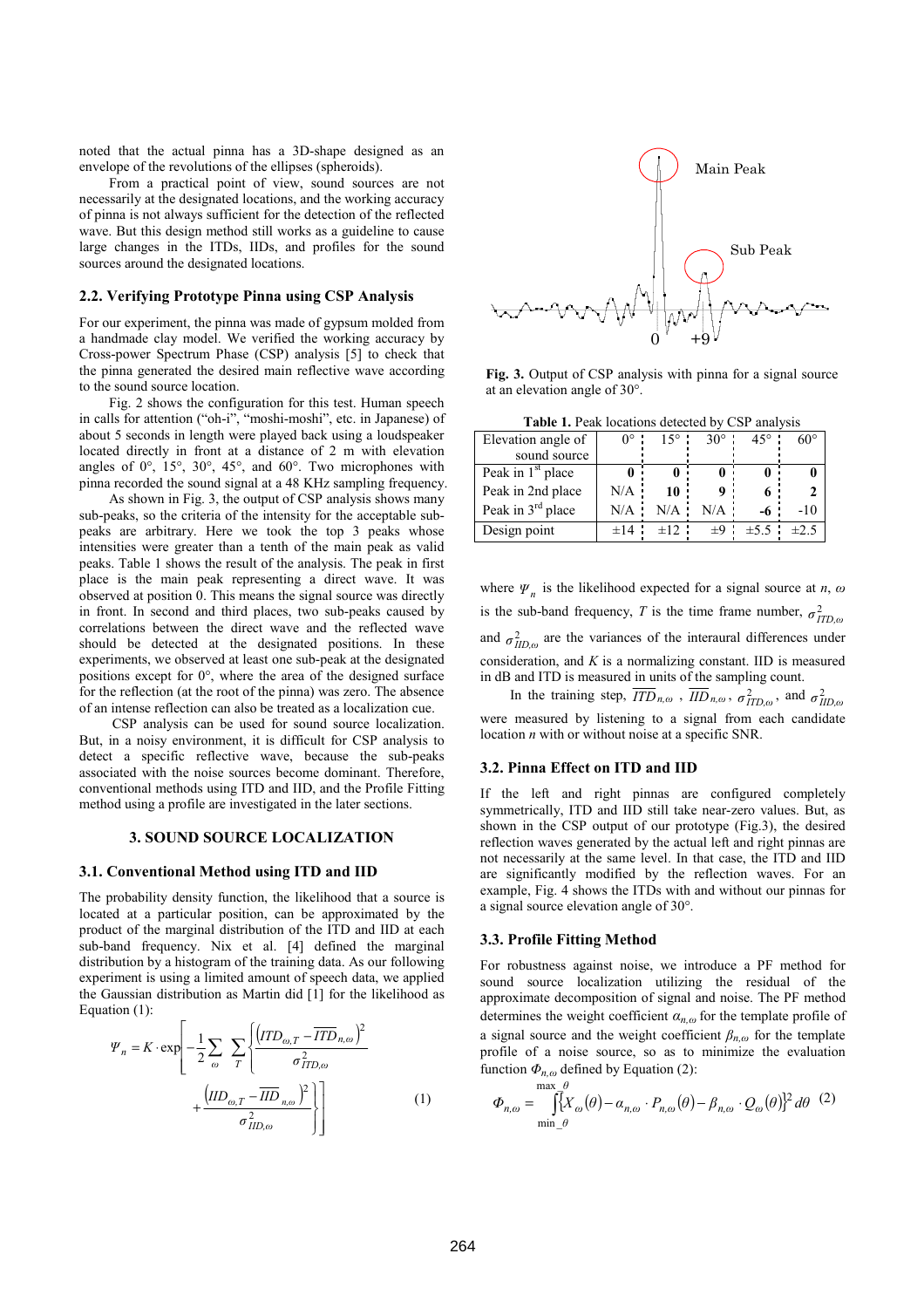noted that the actual pinna has a 3D-shape designed as an envelope of the revolutions of the ellipses (spheroids).

From a practical point of view, sound sources are not necessarily at the designated locations, and the working accuracy of pinna is not always sufficient for the detection of the reflected wave. But this design method still works as a guideline to cause large changes in the ITDs, IIDs, and profiles for the sound sources around the designated locations.

### 2.2. Verifying Prototype Pinna using CSP Analysis

For our experiment, the pinna was made of gypsum molded from a handmade clay model. We verified the working accuracy by Cross-power Spectrum Phase (CSP) analysis [5] to check that the pinna generated the desired main reflective wave according to the sound source location.

Fig. 2 shows the configuration for this test. Human speech in calls for attention ("oh-i", "moshi-moshi", etc. in Japanese) of about 5 seconds in length were played back using a loudspeaker located directly in front at a distance of 2 m with elevation angles of 0°, 15°, 30°, 45°, and 60°. Two microphones with pinna recorded the sound signal at a 48 KHz sampling frequency.

As shown in Fig. 3, the output of CSP analysis shows many sub-peaks, so the criteria of the intensity for the acceptable sub-peaks are arbitrary. Here we took the top 3 peaks whose intensities were greater than a tenth of the main peak as valid peaks. Table 1 shows the result of the analysis. The peak in first place is the main peak representing a direct wave. It was observed at position 0. This means the signal source was directly in front. In second and third places, two sub-peaks caused by correlations between the direct wave and the reflected wave should be detected at the designated positions. In these experiments, we observed at least one sub-peak at the designated positions except for 0°, where the area of the designed surface for the reflection (at the root of the pinna) was zero. The absence of an intense reflection can also be treated as a localization cue.

CSP analysis can be used for sound source localization. But, in a noisy environment, it is difficult for CSP analysis to detect a specific reflective wave, because the sub-peaks associated with the noise sources become dominant. Therefore, conventional methods using ITD and IID, and the Profile Fitting method using a profile are investigated in the later sections.

Main Peak

Sub Peak

0 +9

**Fig. 3.** Output of CSP analysis with pinna for a signal source at an elevation angle of 30°.

**Table 1.** Peak locations detected by CSP analysis

| Elevation angle of sound source | 0° | 15° | 30° | 45° | 60° |
|---|---|---|---|---|---|
| Peak in 1st place | **0** | **0** | **0** | **0** | **0** |
| Peak in 2nd place | N/A | **10** | **9** | **6** | **2** |
| Peak in 3rd place | N/A | N/A | N/A | **-6** | -10 |
| Design point | ±14 | ±12 | ±9 | ±5.5 | ±2.5 |

## 3. SOUND SOURCE LOCALIZATION

### 3.1. Conventional Method using ITD and IID

The probability density function, the likelihood that a source is located at a particular position, can be approximated by the product of the marginal distribution of the ITD and IID at each sub-band frequency. Nix et al. [4] defined the marginal distribution by a histogram of the training data. As our following experiment is using a limited amount of speech data, we applied the Gaussian distribution as Martin did [1] for the likelihood as Equation (1):

$$\Psi_n = K \cdot \exp\left[-\frac{1}{2}\sum_{\omega}\sum_{T}\left\{\frac{\left(ITD_{\omega,T}-\overline{ITD}_{n,\omega}\right)^2}{\sigma^2_{ITD,\omega}} + \frac{\left(IID_{\omega,T}-\overline{IID}_{n,\omega}\right)^2}{\sigma^2_{IID,\omega}}\right\}\right] \quad (1)$$

where $\Psi_n$ is the likelihood expected for a signal source at $n$, $\omega$ is the sub-band frequency, $T$ is the time frame number, $\sigma^2_{ITD,\omega}$ and $\sigma^2_{IID,\omega}$ are the variances of the interaural differences under consideration, and $K$ is a normalizing constant. IID is measured in dB and ITD is measured in units of the sampling count.

In the training step, $\overline{ITD}_{n,\omega}$ , $\overline{IID}_{n,\omega}$, $\sigma^2_{ITD,\omega}$, and $\sigma^2_{IID,\omega}$ were measured by listening to a signal from each candidate location $n$ with or without noise at a specific SNR.

### 3.2. Pinna Effect on ITD and IID

If the left and right pinnas are configured completely symmetrically, ITD and IID still take near-zero values. But, as shown in the CSP output of our prototype (Fig.3), the desired reflection waves generated by the actual left and right pinnas are not necessarily at the same level. In that case, the ITD and IID are significantly modified by the reflection waves. For an example, Fig. 4 shows the ITDs with and without our pinnas for a signal source elevation angle of 30°.

### 3.3. Profile Fitting Method

For robustness against noise, we introduce a PF method for sound source localization utilizing the residual of the approximate decomposition of signal and noise. The PF method determines the weight coefficient $\alpha_{n,\omega}$ for the template profile of a signal source and the weight coefficient $\beta_{n,\omega}$ for the template profile of a noise source, so as to minimize the evaluation function $\Phi_{n,\omega}$ defined by Equation (2):

$$\Phi_{n,\omega} = \int_{\min\_\theta}^{\max\_\theta}\left\{X_\omega(\theta) - \alpha_{n,\omega}\cdot P_{n,\omega}(\theta) - \beta_{n,\omega}\cdot Q_\omega(\theta)\right\}^2 d\theta \quad (2)$$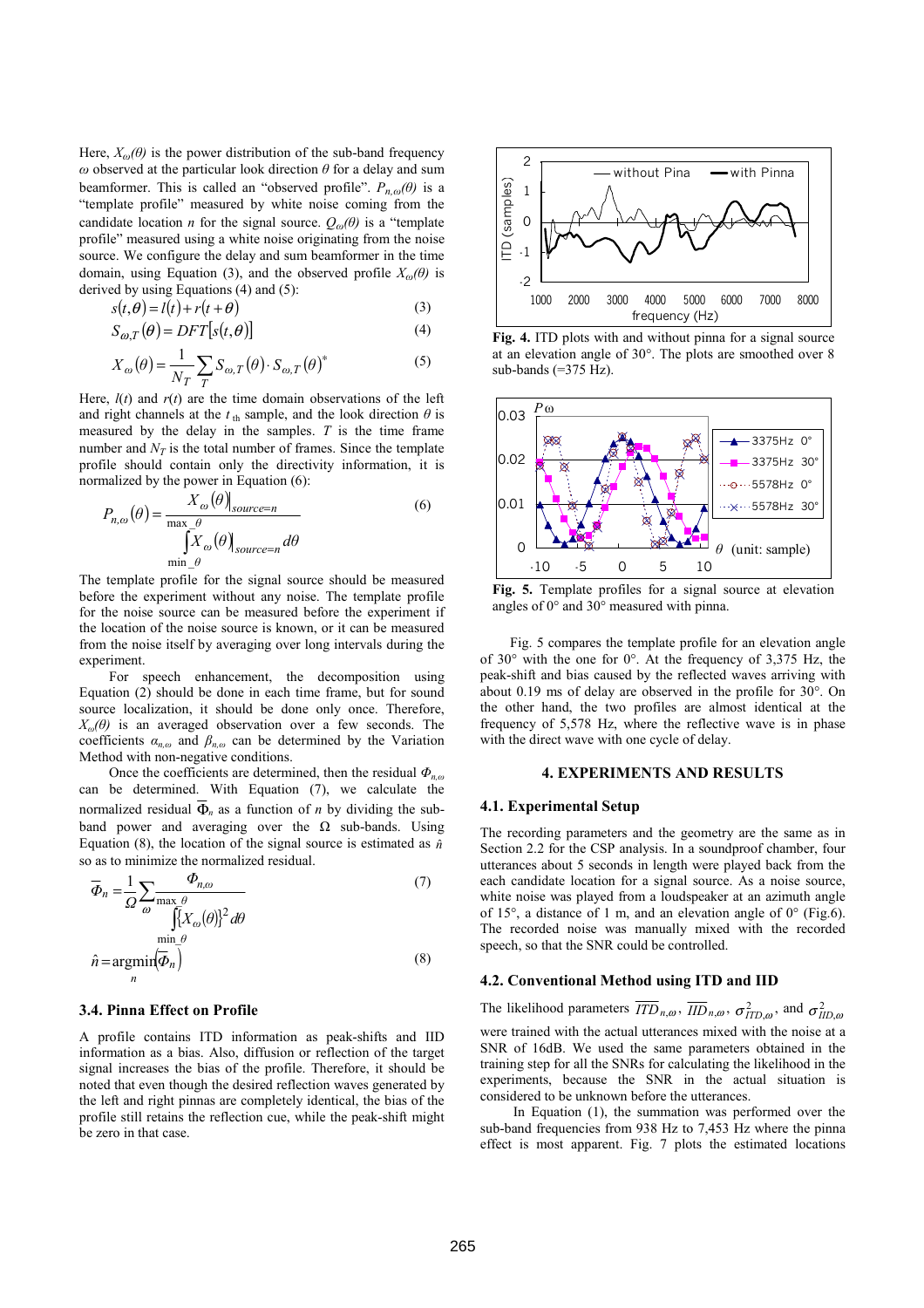Here, $X_\omega(\theta)$ is the power distribution of the sub-band frequency $\omega$ observed at the particular look direction $\theta$ for a delay and sum beamformer. This is called an "observed profile". $P_{n,\omega}(\theta)$ is a "template profile" measured by white noise coming from the candidate location $n$ for the signal source. $Q_\omega(\theta)$ is a "template profile" measured using a white noise originating from the noise source. We configure the delay and sum beamformer in the time domain, using Equation (3), and the observed profile $X_\omega(\theta)$ is derived by using Equations (4) and (5):

$$s(t,\theta) = l(t) + r(t+\theta) \tag{3}$$

$$S_{\omega,T}(\theta) = DFT[s(t,\theta)] \tag{4}$$

$$X_\omega(\theta) = \frac{1}{N_T}\sum_T S_{\omega,T}(\theta)\cdot S_{\omega,T}(\theta)^* \tag{5}$$

Here, $l(t)$ and $r(t)$ are the time domain observations of the left and right channels at the $t_{\text{th}}$ sample, and the look direction $\theta$ is measured by the delay in the samples. $T$ is the time frame number and $N_T$ is the total number of frames. Since the template profile should contain only the directivity information, it is normalized by the power in Equation (6):

$$P_{n,\omega}(\theta) = \frac{X_\omega(\theta)\big|_{source=n}}{\int_{\min\_\theta}^{\max\_\theta} X_\omega(\theta)\big|_{source=n}\, d\theta} \tag{6}$$

The template profile for the signal source should be measured before the experiment without any noise. The template profile for the noise source can be measured before the experiment if the location of the noise source is known, or it can be measured from the noise itself by averaging over long intervals during the experiment.

For speech enhancement, the decomposition using Equation (2) should be done in each time frame, but for sound source localization, it should be done only once. Therefore, $X_\omega(\theta)$ is an averaged observation over a few seconds. The coefficients $\alpha_{n,\omega}$ and $\beta_{n,\omega}$ can be determined by the Variation Method with non-negative conditions.

Once the coefficients are determined, then the residual $\Phi_{n,\omega}$ can be determined. With Equation (7), we calculate the normalized residual $\overline{\Phi}_n$ as a function of $n$ by dividing the sub-band power and averaging over the $\Omega$ sub-bands. Using Equation (8), the location of the signal source is estimated as $\hat{n}$ so as to minimize the normalized residual.

$$\overline{\Phi}_n = \frac{1}{\Omega}\sum_\omega \frac{\Phi_{n,\omega}}{\int_{\min\_\theta}^{\max\_\theta} \{X_\omega(\theta)\}^2 d\theta} \tag{7}$$

$$\hat{n} = \underset{n}{\operatorname{argmin}}\left(\overline{\Phi}_n\right) \tag{8}$$

### 3.4. Pinna Effect on Profile

A profile contains ITD information as peak-shifts and IID information as a bias. Also, diffusion or reflection of the target signal increases the bias of the profile. Therefore, it should be noted that even though the desired reflection waves generated by the left and right pinnas are completely identical, the bias of the profile still retains the reflection cue, while the peak-shift might be zero in that case.

**Fig. 4.** ITD plots with and without pinna for a signal source at an elevation angle of 30°. The plots are smoothed over 8 sub-bands (=375 Hz).

**Fig. 5.** Template profiles for a signal source at elevation angles of 0° and 30° measured with pinna.

Fig. 5 compares the template profile for an elevation angle of 30° with the one for 0°. At the frequency of 3,375 Hz, the peak-shift and bias caused by the reflected waves arriving with about 0.19 ms of delay are observed in the profile for 30°. On the other hand, the two profiles are almost identical at the frequency of 5,578 Hz, where the reflective wave is in phase with the direct wave with one cycle of delay.

## 4. EXPERIMENTS AND RESULTS

### 4.1. Experimental Setup

The recording parameters and the geometry are the same as in Section 2.2 for the CSP analysis. In a soundproof chamber, four utterances about 5 seconds in length were played back from the each candidate location for a signal source. As a noise source, white noise was played from a loudspeaker at an azimuth angle of 15°, a distance of 1 m, and an elevation angle of 0° (Fig.6). The recorded noise was manually mixed with the recorded speech, so that the SNR could be controlled.

### 4.2. Conventional Method using ITD and IID

The likelihood parameters $\overline{ITD}_{n,\omega}$, $\overline{IID}_{n,\omega}$, $\sigma^2_{ITD,\omega}$, and $\sigma^2_{IID,\omega}$ were trained with the actual utterances mixed with the noise at a SNR of 16dB. We used the same parameters obtained in the training step for all the SNRs for calculating the likelihood in the experiments, because the SNR in the actual situation is considered to be unknown before the utterances.

In Equation (1), the summation was performed over the sub-band frequencies from 938 Hz to 7,453 Hz where the pinna effect is most apparent. Fig. 7 plots the estimated locations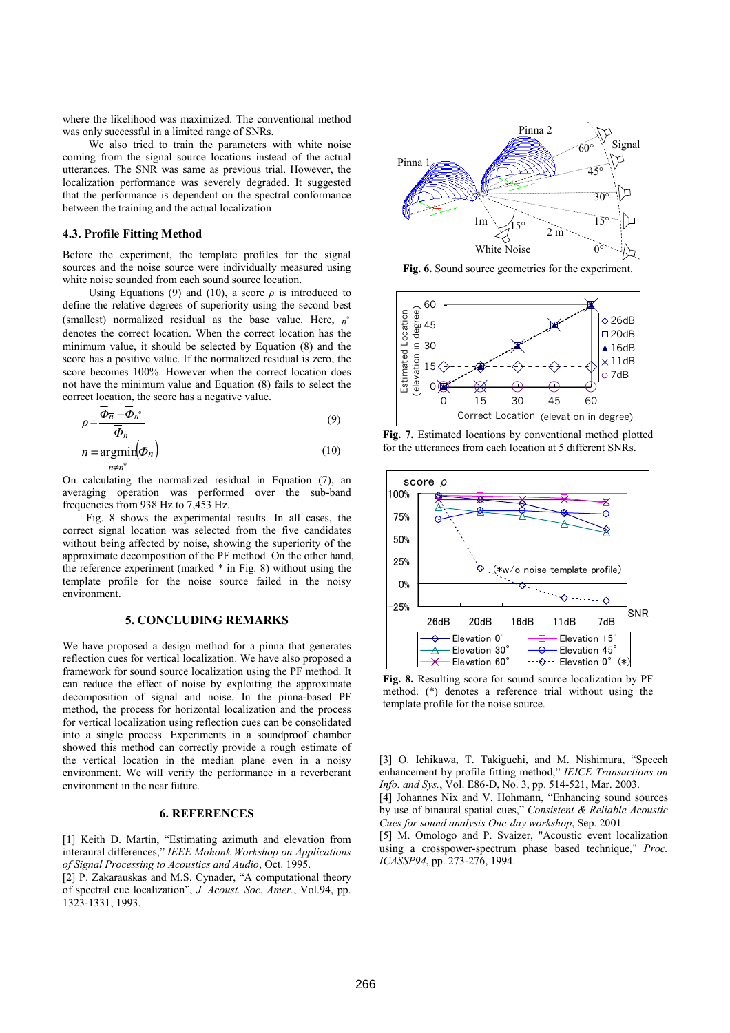where the likelihood was maximized. The conventional method was only successful in a limited range of SNRs.

We also tried to train the parameters with white noise coming from the signal source locations instead of the actual utterances. The SNR was same as previous trial. However, the localization performance was severely degraded. It suggested that the performance is dependent on the spectral conformance between the training and the actual localization

### 4.3. Profile Fitting Method

Before the experiment, the template profiles for the signal sources and the noise source were individually measured using white noise sounded from each sound source location.

Using Equations (9) and (10), a score $\rho$ is introduced to define the relative degrees of superiority using the second best (smallest) normalized residual as the base value. Here, $n^{\circ}$ denotes the correct location. When the correct location has the minimum value, it should be selected by Equation (8) and the score has a positive value. If the normalized residual is zero, the score becomes 100%. However when the correct location does not have the minimum value and Equation (8) fails to select the correct location, the score has a negative value.

$$\rho = \frac{\overline{\Phi}_{\overline{n}} - \overline{\Phi}_{n^{\circ}}}{\overline{\Phi}_{\overline{n}}} \tag{9}$$

$$\overline{n} = \underset{n \neq n^{\circ}}{\operatorname{argmin}} \left( \overline{\Phi}_n \right) \tag{10}$$

On calculating the normalized residual in Equation (7), an averaging operation was performed over the sub-band frequencies from 938 Hz to 7,453 Hz.

Fig. 8 shows the experimental results. In all cases, the correct signal location was selected from the five candidates without being affected by noise, showing the superiority of the approximate decomposition of the PF method. On the other hand, the reference experiment (marked * in Fig. 8) without using the template profile for the noise source failed in the noisy environment.

## 5. CONCLUDING REMARKS

We have proposed a design method for a pinna that generates reflection cues for vertical localization. We have also proposed a framework for sound source localization using the PF method. It can reduce the effect of noise by exploiting the approximate decomposition of signal and noise. In the pinna-based PF method, the process for horizontal localization and the process for vertical localization using reflection cues can be consolidated into a single process. Experiments in a soundproof chamber showed this method can correctly provide a rough estimate of the vertical location in the median plane even in a noisy environment. We will verify the performance in a reverberant environment in the near future.

## 6. REFERENCES

[1] Keith D. Martin, "Estimating azimuth and elevation from interaural differences," *IEEE Mohonk Workshop on Applications of Signal Processing to Acoustics and Audio*, Oct. 1995.

[2] P. Zakarauskas and M.S. Cynader, "A computational theory of spectral cue localization", *J. Acoust. Soc. Amer.*, Vol.94, pp. 1323-1331, 1993.

Pinna 2
Pinna 1
Signal
60°
45°
30°
15°
0°
1m
15°
2 m
White Noise

**Fig. 6.** Sound source geometries for the experiment.

Estimated Location (elevation in degree)
60
45
30
15
0
0 15 30 45 60
Correct Location (elevation in degree)
◇26dB
□20dB
▲16dB
×11dB
○7dB

**Fig. 7.** Estimated locations by conventional method plotted for the utterances from each location at 5 different SNRs.

score ρ
100%
75%
50%
25%
0%
−25%
26dB 20dB 16dB 11dB 7dB
SNR
(*w/o noise template profile)
Elevation 0° Elevation 15°
Elevation 30° Elevation 45°
Elevation 60° Elevation 0° (*)

**Fig. 8.** Resulting score for sound source localization by PF method. (*) denotes a reference trial without using the template profile for the noise source.

[3] O. Ichikawa, T. Takiguchi, and M. Nishimura, "Speech enhancement by profile fitting method," *IEICE Transactions on Info. and Sys.*, Vol. E86-D, No. 3, pp. 514-521, Mar. 2003.

[4] Johannes Nix and V. Hohmann, "Enhancing sound sources by use of binaural spatial cues," *Consistent & Reliable Acoustic Cues for sound analysis One-day workshop*, Sep. 2001.

[5] M. Omologo and P. Svaizer, "Acoustic event localization using a crosspower-spectrum phase based technique," *Proc. ICASSP94*, pp. 273-276, 1994.